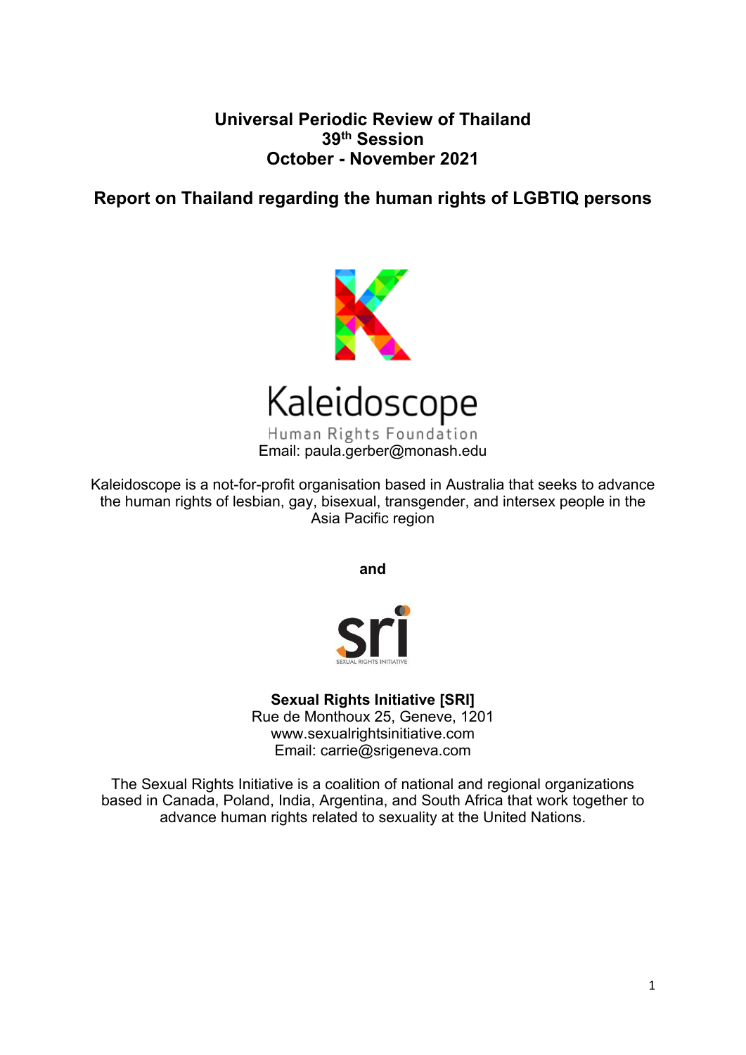# Universal Periodic Review of Thailand
## 39th Session
## October - November 2021

## Report on Thailand regarding the human rights of LGBTIQ persons

Kaleidoscope
Human Rights Foundation
Email: paula.gerber@monash.edu

Kaleidoscope is a not-for-profit organisation based in Australia that seeks to advance the human rights of lesbian, gay, bisexual, transgender, and intersex people in the Asia Pacific region

**and**

sri
SEXUAL RIGHTS INITIATIVE

**Sexual Rights Initiative [SRI]**
Rue de Monthoux 25, Geneve, 1201
www.sexualrightsinitiative.com
Email: carrie@srigeneva.com

The Sexual Rights Initiative is a coalition of national and regional organizations based in Canada, Poland, India, Argentina, and South Africa that work together to advance human rights related to sexuality at the United Nations.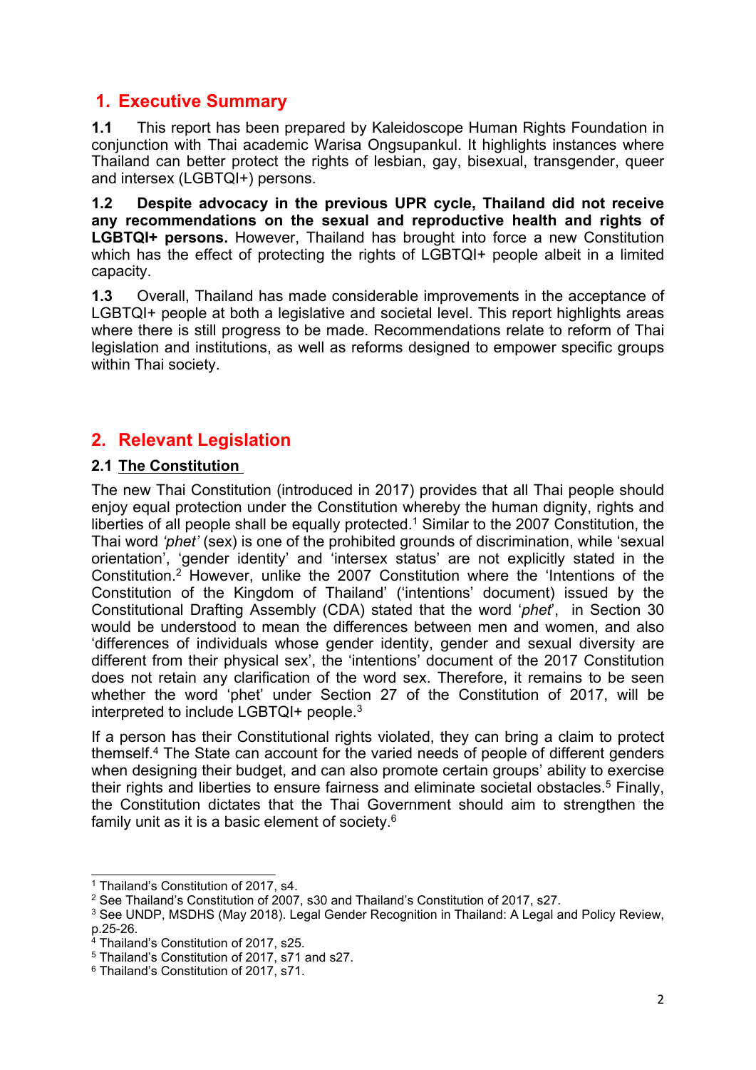## 1. Executive Summary

**1.1** This report has been prepared by Kaleidoscope Human Rights Foundation in conjunction with Thai academic Warisa Ongsupankul. It highlights instances where Thailand can better protect the rights of lesbian, gay, bisexual, transgender, queer and intersex (LGBTQI+) persons.

**1.2 Despite advocacy in the previous UPR cycle, Thailand did not receive any recommendations on the sexual and reproductive health and rights of LGBTQI+ persons.** However, Thailand has brought into force a new Constitution which has the effect of protecting the rights of LGBTQI+ people albeit in a limited capacity.

**1.3** Overall, Thailand has made considerable improvements in the acceptance of LGBTQI+ people at both a legislative and societal level. This report highlights areas where there is still progress to be made. Recommendations relate to reform of Thai legislation and institutions, as well as reforms designed to empower specific groups within Thai society.

## 2. Relevant Legislation

### 2.1 The Constitution

The new Thai Constitution (introduced in 2017) provides that all Thai people should enjoy equal protection under the Constitution whereby the human dignity, rights and liberties of all people shall be equally protected.[1] Similar to the 2007 Constitution, the Thai word *'phet'* (sex) is one of the prohibited grounds of discrimination, while 'sexual orientation', 'gender identity' and 'intersex status' are not explicitly stated in the Constitution.[2] However, unlike the 2007 Constitution where the 'Intentions of the Constitution of the Kingdom of Thailand' ('intentions' document) issued by the Constitutional Drafting Assembly (CDA) stated that the word '*phet*', in Section 30 would be understood to mean the differences between men and women, and also 'differences of individuals whose gender identity, gender and sexual diversity are different from their physical sex', the 'intentions' document of the 2017 Constitution does not retain any clarification of the word sex. Therefore, it remains to be seen whether the word 'phet' under Section 27 of the Constitution of 2017, will be interpreted to include LGBTQI+ people.[3]

If a person has their Constitutional rights violated, they can bring a claim to protect themself.[4] The State can account for the varied needs of people of different genders when designing their budget, and can also promote certain groups' ability to exercise their rights and liberties to ensure fairness and eliminate societal obstacles.[5] Finally, the Constitution dictates that the Thai Government should aim to strengthen the family unit as it is a basic element of society.[6]

---

[1] Thailand's Constitution of 2017, s4.

[2] See Thailand's Constitution of 2007, s30 and Thailand's Constitution of 2017, s27.

[3] See UNDP, MSDHS (May 2018). Legal Gender Recognition in Thailand: A Legal and Policy Review, p.25-26.

[4] Thailand's Constitution of 2017, s25.

[5] Thailand's Constitution of 2017, s71 and s27.

[6] Thailand's Constitution of 2017, s71.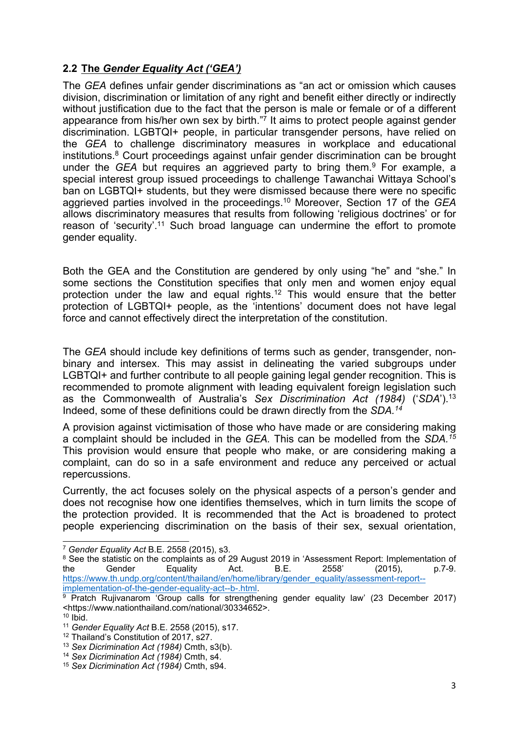## 2.2 **The *Gender Equality Act ('GEA')***

The *GEA* defines unfair gender discriminations as "an act or omission which causes division, discrimination or limitation of any right and benefit either directly or indirectly without justification due to the fact that the person is male or female or of a different appearance from his/her own sex by birth."[7] It aims to protect people against gender discrimination. LGBTQI+ people, in particular transgender persons, have relied on the *GEA* to challenge discriminatory measures in workplace and educational institutions.[8] Court proceedings against unfair gender discrimination can be brought under the *GEA* but requires an aggrieved party to bring them.[9] For example, a special interest group issued proceedings to challenge Tawanchai Wittaya School's ban on LGBTQI+ students, but they were dismissed because there were no specific aggrieved parties involved in the proceedings.[10] Moreover, Section 17 of the *GEA* allows discriminatory measures that results from following 'religious doctrines' or for reason of 'security'.[11] Such broad language can undermine the effort to promote gender equality.

Both the GEA and the Constitution are gendered by only using "he" and "she." In some sections the Constitution specifies that only men and women enjoy equal protection under the law and equal rights.[12] This would ensure that the better protection of LGBTQI+ people, as the 'intentions' document does not have legal force and cannot effectively direct the interpretation of the constitution.

The *GEA* should include key definitions of terms such as gender, transgender, non-binary and intersex. This may assist in delineating the varied subgroups under LGBTQI+ and further contribute to all people gaining legal gender recognition. This is recommended to promote alignment with leading equivalent foreign legislation such as the Commonwealth of Australia's *Sex Discrimination Act (1984)* ('*SDA*').[13] Indeed, some of these definitions could be drawn directly from the *SDA.*[14]

A provision against victimisation of those who have made or are considering making a complaint should be included in the *GEA.* This can be modelled from the *SDA.*[15] This provision would ensure that people who make, or are considering making a complaint, can do so in a safe environment and reduce any perceived or actual repercussions.

Currently, the act focuses solely on the physical aspects of a person's gender and does not recognise how one identifies themselves, which in turn limits the scope of the protection provided. It is recommended that the Act is broadened to protect people experiencing discrimination on the basis of their sex, sexual orientation,

---

[7] *Gender Equality Act* B.E. 2558 (2015), s3.

[8] See the statistic on the complaints as of 29 August 2019 in 'Assessment Report: Implementation of the Gender Equality Act. B.E. 2558' (2015), p.7-9. https://www.th.undp.org/content/thailand/en/home/library/gender_equality/assessment-report--implementation-of-the-gender-equality-act--b-.html.

[9] Pratch Rujivanarom 'Group calls for strengthening gender equality law' (23 December 2017) <https://www.nationthailand.com/national/30334652>.

[10] Ibid.

[11] *Gender Equality Act* B.E. 2558 (2015), s17.

[12] Thailand's Constitution of 2017, s27.

[13] *Sex Dicrimination Act (1984)* Cmth, s3(b).

[14] *Sex Dicrimination Act (1984)* Cmth, s4.

[15] *Sex Dicrimination Act (1984)* Cmth, s94.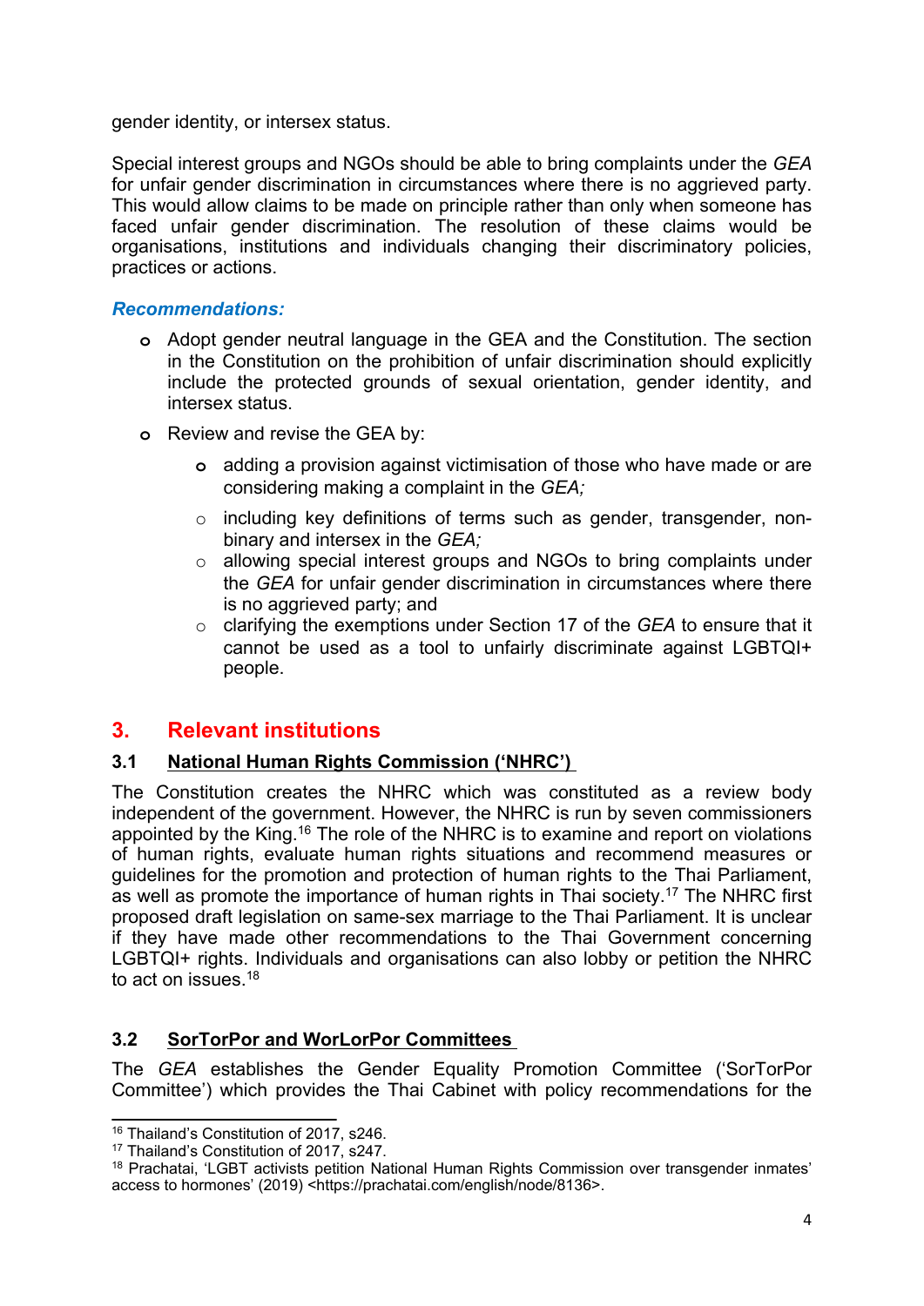gender identity, or intersex status.

Special interest groups and NGOs should be able to bring complaints under the *GEA* for unfair gender discrimination in circumstances where there is no aggrieved party. This would allow claims to be made on principle rather than only when someone has faced unfair gender discrimination. The resolution of these claims would be organisations, institutions and individuals changing their discriminatory policies, practices or actions.

***Recommendations:***

- Adopt gender neutral language in the GEA and the Constitution. The section in the Constitution on the prohibition of unfair discrimination should explicitly include the protected grounds of sexual orientation, gender identity, and intersex status.
- Review and revise the GEA by:
    - adding a provision against victimisation of those who have made or are considering making a complaint in the *GEA;*
    - including key definitions of terms such as gender, transgender, non-binary and intersex in the *GEA;*
    - allowing special interest groups and NGOs to bring complaints under the *GEA* for unfair gender discrimination in circumstances where there is no aggrieved party; and
    - clarifying the exemptions under Section 17 of the *GEA* to ensure that it cannot be used as a tool to unfairly discriminate against LGBTQI+ people.

## 3. Relevant institutions

### 3.1 National Human Rights Commission ('NHRC')

The Constitution creates the NHRC which was constituted as a review body independent of the government. However, the NHRC is run by seven commissioners appointed by the King.[16] The role of the NHRC is to examine and report on violations of human rights, evaluate human rights situations and recommend measures or guidelines for the promotion and protection of human rights to the Thai Parliament, as well as promote the importance of human rights in Thai society.[17] The NHRC first proposed draft legislation on same-sex marriage to the Thai Parliament. It is unclear if they have made other recommendations to the Thai Government concerning LGBTQI+ rights. Individuals and organisations can also lobby or petition the NHRC to act on issues.[18]

### 3.2 SorTorPor and WorLorPor Committees

The *GEA* establishes the Gender Equality Promotion Committee ('SorTorPor Committee') which provides the Thai Cabinet with policy recommendations for the

---

[16] Thailand's Constitution of 2017, s246.
[17] Thailand's Constitution of 2017, s247.
[18] Prachatai, 'LGBT activists petition National Human Rights Commission over transgender inmates' access to hormones' (2019) <https://prachatai.com/english/node/8136>.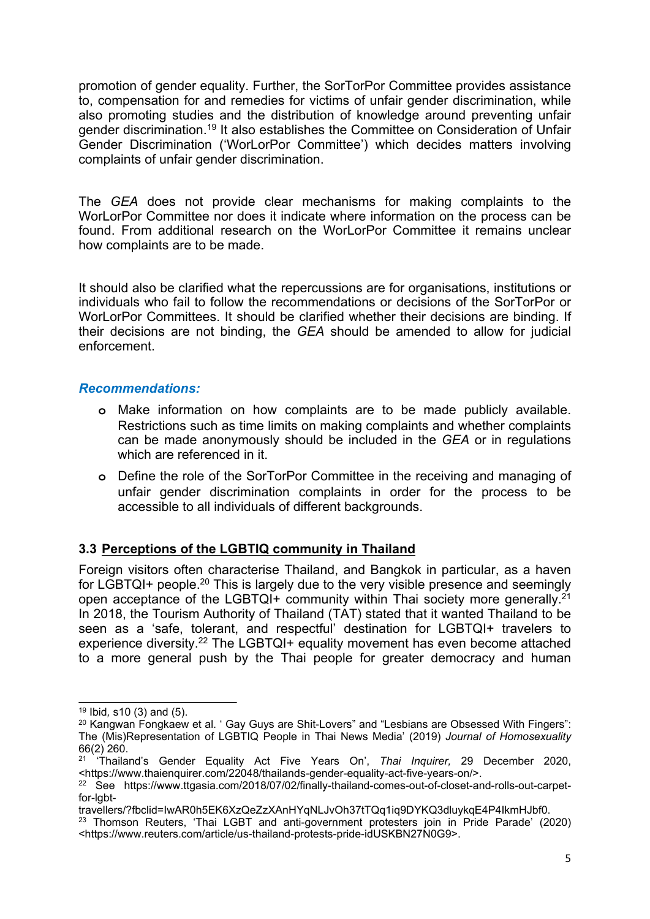promotion of gender equality. Further, the SorTorPor Committee provides assistance to, compensation for and remedies for victims of unfair gender discrimination, while also promoting studies and the distribution of knowledge around preventing unfair gender discrimination.[19] It also establishes the Committee on Consideration of Unfair Gender Discrimination ('WorLorPor Committee') which decides matters involving complaints of unfair gender discrimination.

The *GEA* does not provide clear mechanisms for making complaints to the WorLorPor Committee nor does it indicate where information on the process can be found. From additional research on the WorLorPor Committee it remains unclear how complaints are to be made.

It should also be clarified what the repercussions are for organisations, institutions or individuals who fail to follow the recommendations or decisions of the SorTorPor or WorLorPor Committees. It should be clarified whether their decisions are binding. If their decisions are not binding, the *GEA* should be amended to allow for judicial enforcement.

***Recommendations:***

- Make information on how complaints are to be made publicly available. Restrictions such as time limits on making complaints and whether complaints can be made anonymously should be included in the *GEA* or in regulations which are referenced in it.
- Define the role of the SorTorPor Committee in the receiving and managing of unfair gender discrimination complaints in order for the process to be accessible to all individuals of different backgrounds.

### 3.3 Perceptions of the LGBTIQ community in Thailand

Foreign visitors often characterise Thailand, and Bangkok in particular, as a haven for LGBTQI+ people.[20] This is largely due to the very visible presence and seemingly open acceptance of the LGBTQI+ community within Thai society more generally.[21] In 2018, the Tourism Authority of Thailand (TAT) stated that it wanted Thailand to be seen as a 'safe, tolerant, and respectful' destination for LGBTQI+ travelers to experience diversity.[22] The LGBTQI+ equality movement has even become attached to a more general push by the Thai people for greater democracy and human

---

[19] Ibid, s10 (3) and (5).

[20] Kangwan Fongkaew et al. ' Gay Guys are Shit-Lovers" and "Lesbians are Obsessed With Fingers": The (Mis)Representation of LGBTIQ People in Thai News Media' (2019) *Journal of Homosexuality* 66(2) 260.

[21] 'Thailand's Gender Equality Act Five Years On', *Thai Inquirer,* 29 December 2020, <https://www.thaienquirer.com/22048/thailands-gender-equality-act-five-years-on/>.

[22] See https://www.ttgasia.com/2018/07/02/finally-thailand-comes-out-of-closet-and-rolls-out-carpet-for-lgbt-travellers/?fbclid=IwAR0h5EK6XzQeZzXAnHYqNLJvOh37tTQq1iq9DYKQ3dluykqE4P4IkmHJbf0.

[23] Thomson Reuters, 'Thai LGBT and anti-government protesters join in Pride Parade' (2020) <https://www.reuters.com/article/us-thailand-protests-pride-idUSKBN27N0G9>.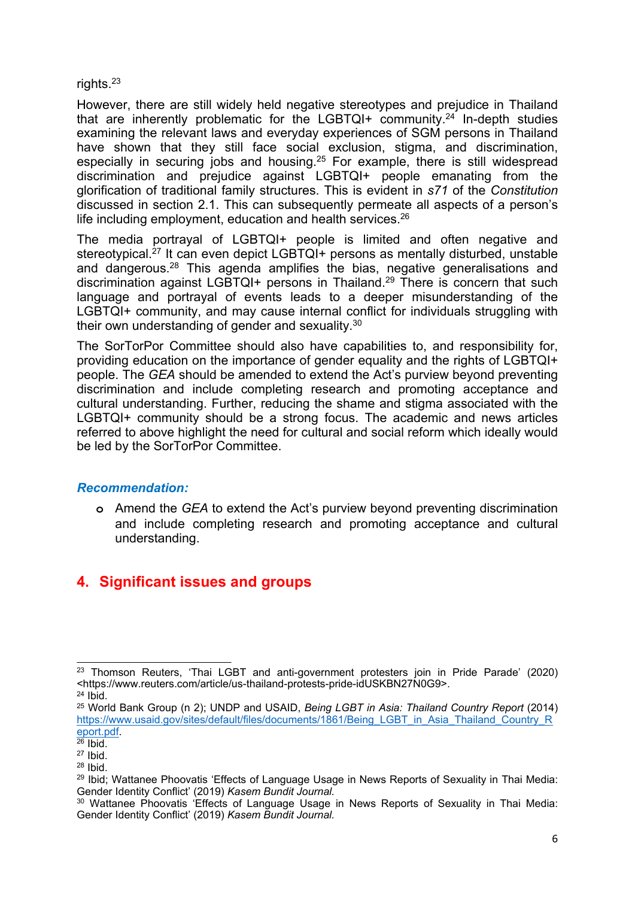rights.[23]

However, there are still widely held negative stereotypes and prejudice in Thailand that are inherently problematic for the LGBTQI+ community.[24] In-depth studies examining the relevant laws and everyday experiences of SGM persons in Thailand have shown that they still face social exclusion, stigma, and discrimination, especially in securing jobs and housing.[25] For example, there is still widespread discrimination and prejudice against LGBTQI+ people emanating from the glorification of traditional family structures. This is evident in *s71* of the *Constitution* discussed in section 2.1. This can subsequently permeate all aspects of a person's life including employment, education and health services.[26]

The media portrayal of LGBTQI+ people is limited and often negative and stereotypical.[27] It can even depict LGBTQI+ persons as mentally disturbed, unstable and dangerous.[28] This agenda amplifies the bias, negative generalisations and discrimination against LGBTQI+ persons in Thailand.[29] There is concern that such language and portrayal of events leads to a deeper misunderstanding of the LGBTQI+ community, and may cause internal conflict for individuals struggling with their own understanding of gender and sexuality.[30]

The SorTorPor Committee should also have capabilities to, and responsibility for, providing education on the importance of gender equality and the rights of LGBTQI+ people. The *GEA* should be amended to extend the Act's purview beyond preventing discrimination and include completing research and promoting acceptance and cultural understanding. Further, reducing the shame and stigma associated with the LGBTQI+ community should be a strong focus. The academic and news articles referred to above highlight the need for cultural and social reform which ideally would be led by the SorTorPor Committee.

***Recommendation:***

- Amend the *GEA* to extend the Act's purview beyond preventing discrimination and include completing research and promoting acceptance and cultural understanding.

## 4. Significant issues and groups

---

[23] Thomson Reuters, 'Thai LGBT and anti-government protesters join in Pride Parade' (2020) <https://www.reuters.com/article/us-thailand-protests-pride-idUSKBN27N0G9>.

[24] Ibid.

[25] World Bank Group (n 2); UNDP and USAID, *Being LGBT in Asia: Thailand Country Report* (2014) https://www.usaid.gov/sites/default/files/documents/1861/Being_LGBT_in_Asia_Thailand_Country_Report.pdf.

[26] Ibid.

[27] Ibid.

[28] Ibid.

[29] Ibid; Wattanee Phoovatis 'Effects of Language Usage in News Reports of Sexuality in Thai Media: Gender Identity Conflict' (2019) *Kasem Bundit Journal.*

[30] Wattanee Phoovatis 'Effects of Language Usage in News Reports of Sexuality in Thai Media: Gender Identity Conflict' (2019) *Kasem Bundit Journal.*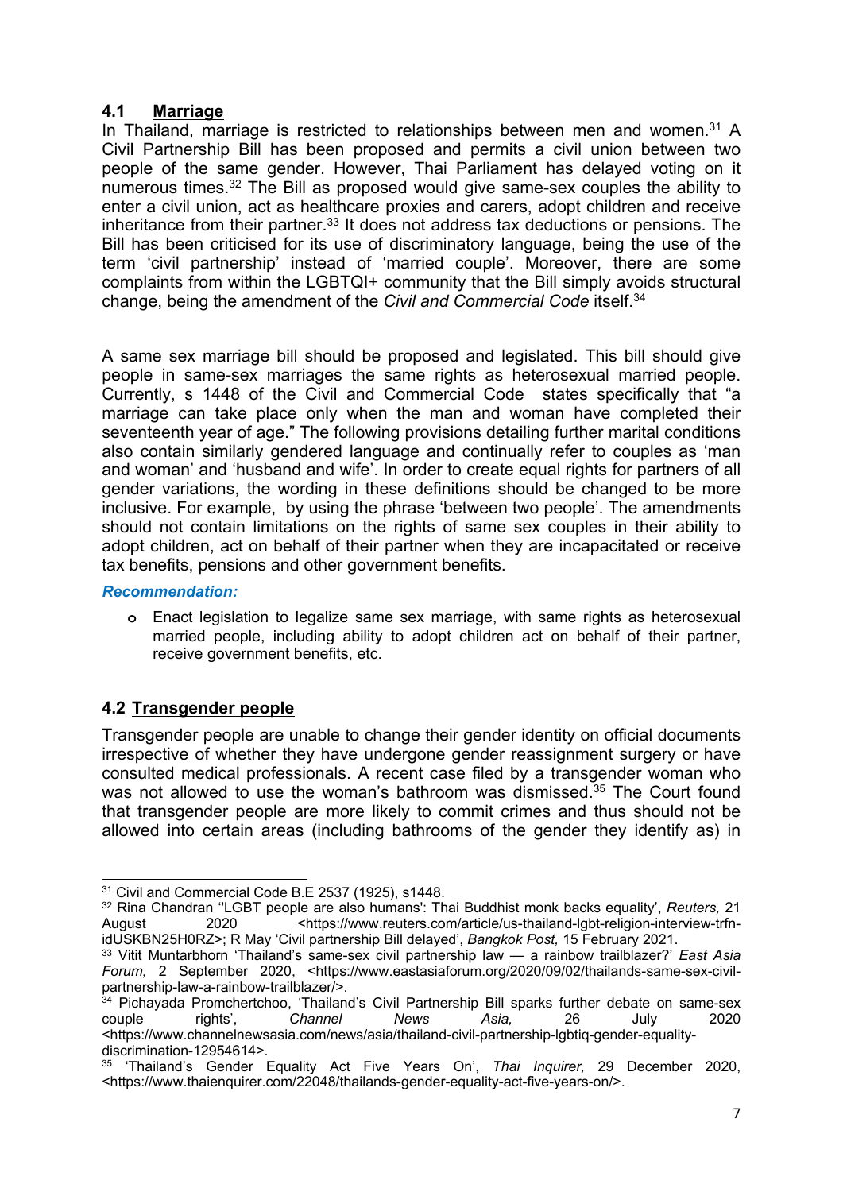## 4.1 Marriage

In Thailand, marriage is restricted to relationships between men and women.[31] A Civil Partnership Bill has been proposed and permits a civil union between two people of the same gender. However, Thai Parliament has delayed voting on it numerous times.[32] The Bill as proposed would give same-sex couples the ability to enter a civil union, act as healthcare proxies and carers, adopt children and receive inheritance from their partner.[33] It does not address tax deductions or pensions. The Bill has been criticised for its use of discriminatory language, being the use of the term 'civil partnership' instead of 'married couple'. Moreover, there are some complaints from within the LGBTQI+ community that the Bill simply avoids structural change, being the amendment of the *Civil and Commercial Code* itself.[34]

A same sex marriage bill should be proposed and legislated. This bill should give people in same-sex marriages the same rights as heterosexual married people. Currently, s 1448 of the Civil and Commercial Code states specifically that "a marriage can take place only when the man and woman have completed their seventeenth year of age." The following provisions detailing further marital conditions also contain similarly gendered language and continually refer to couples as 'man and woman' and 'husband and wife'. In order to create equal rights for partners of all gender variations, the wording in these definitions should be changed to be more inclusive. For example, by using the phrase 'between two people'. The amendments should not contain limitations on the rights of same sex couples in their ability to adopt children, act on behalf of their partner when they are incapacitated or receive tax benefits, pensions and other government benefits.

***Recommendation:***

- Enact legislation to legalize same sex marriage, with same rights as heterosexual married people, including ability to adopt children act on behalf of their partner, receive government benefits, etc.

## 4.2 Transgender people

Transgender people are unable to change their gender identity on official documents irrespective of whether they have undergone gender reassignment surgery or have consulted medical professionals. A recent case filed by a transgender woman who was not allowed to use the woman's bathroom was dismissed.[35] The Court found that transgender people are more likely to commit crimes and thus should not be allowed into certain areas (including bathrooms of the gender they identify as) in

---

[31] Civil and Commercial Code B.E 2537 (1925), s1448.

[32] Rina Chandran ''LGBT people are also humans': Thai Buddhist monk backs equality', *Reuters,* 21 August 2020 <https://www.reuters.com/article/us-thailand-lgbt-religion-interview-trfn-idUSKBN25H0RZ>; R May 'Civil partnership Bill delayed', *Bangkok Post,* 15 February 2021.

[33] Vitit Muntarbhorn 'Thailand's same-sex civil partnership law — a rainbow trailblazer?' *East Asia Forum,* 2 September 2020, <https://www.eastasiaforum.org/2020/09/02/thailands-same-sex-civil-partnership-law-a-rainbow-trailblazer/>.

[34] Pichayada Promchertchoo, 'Thailand's Civil Partnership Bill sparks further debate on same-sex couple rights', *Channel News Asia,* 26 July 2020 <https://www.channelnewsasia.com/news/asia/thailand-civil-partnership-lgbtiq-gender-equality-discrimination-12954614>.

[35] 'Thailand's Gender Equality Act Five Years On', *Thai Inquirer,* 29 December 2020, <https://www.thaienquirer.com/22048/thailands-gender-equality-act-five-years-on/>.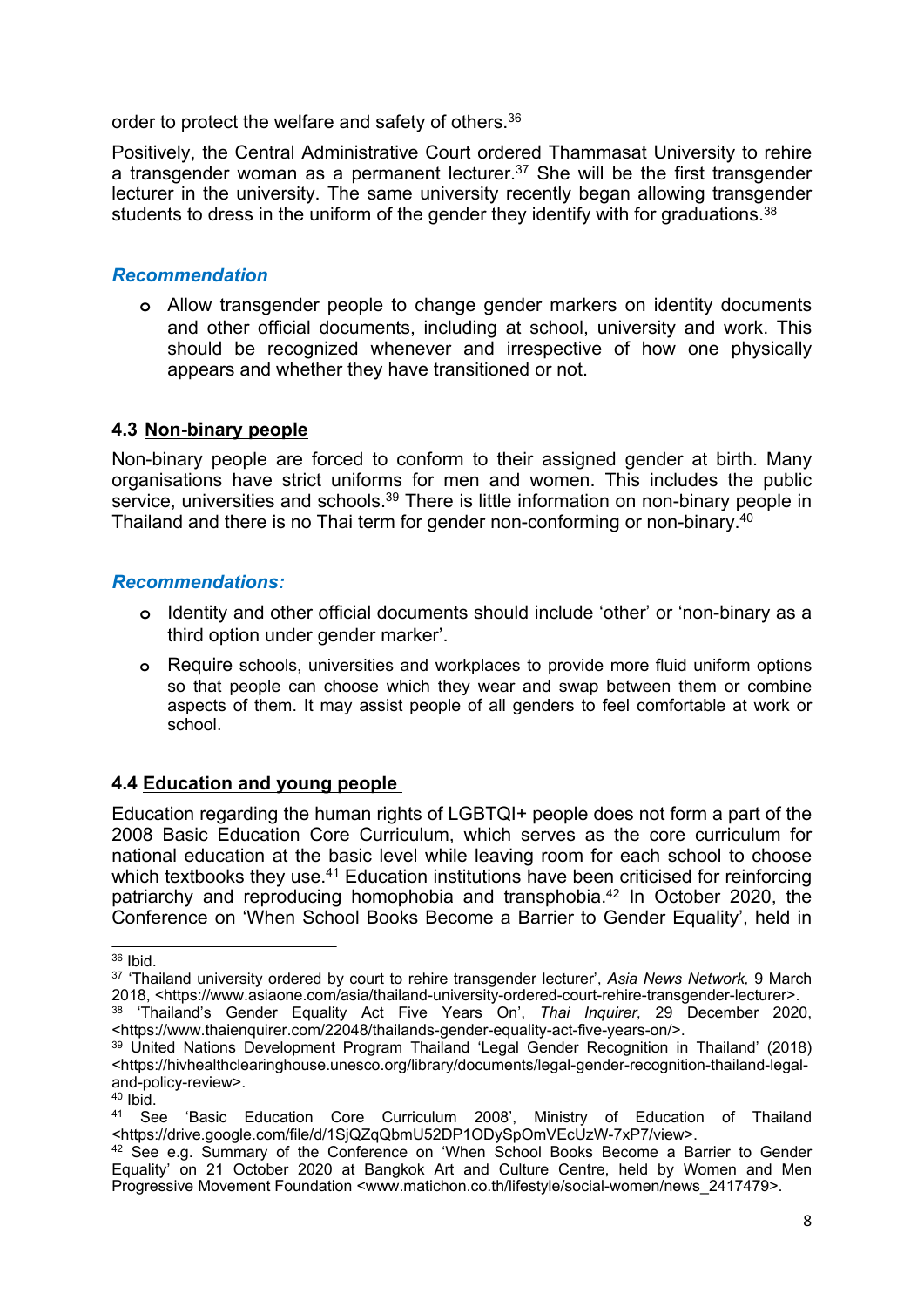order to protect the welfare and safety of others.[36]

Positively, the Central Administrative Court ordered Thammasat University to rehire a transgender woman as a permanent lecturer.[37] She will be the first transgender lecturer in the university. The same university recently began allowing transgender students to dress in the uniform of the gender they identify with for graduations.[38]

### *Recommendation*

- Allow transgender people to change gender markers on identity documents and other official documents, including at school, university and work. This should be recognized whenever and irrespective of how one physically appears and whether they have transitioned or not.

### 4.3 Non-binary people

Non-binary people are forced to conform to their assigned gender at birth. Many organisations have strict uniforms for men and women. This includes the public service, universities and schools.[39] There is little information on non-binary people in Thailand and there is no Thai term for gender non-conforming or non-binary.[40]

### *Recommendations:*

- Identity and other official documents should include 'other' or 'non-binary as a third option under gender marker'.
- Require schools, universities and workplaces to provide more fluid uniform options so that people can choose which they wear and swap between them or combine aspects of them. It may assist people of all genders to feel comfortable at work or school.

### 4.4 Education and young people

Education regarding the human rights of LGBTQI+ people does not form a part of the 2008 Basic Education Core Curriculum, which serves as the core curriculum for national education at the basic level while leaving room for each school to choose which textbooks they use.[41] Education institutions have been criticised for reinforcing patriarchy and reproducing homophobia and transphobia.[42] In October 2020, the Conference on 'When School Books Become a Barrier to Gender Equality', held in

---

[36] Ibid.

[37] 'Thailand university ordered by court to rehire transgender lecturer', *Asia News Network,* 9 March 2018, <https://www.asiaone.com/asia/thailand-university-ordered-court-rehire-transgender-lecturer>.

[38] 'Thailand's Gender Equality Act Five Years On', *Thai Inquirer,* 29 December 2020, <https://www.thaienquirer.com/22048/thailands-gender-equality-act-five-years-on/>.

[39] United Nations Development Program Thailand 'Legal Gender Recognition in Thailand' (2018) <https://hivhealthclearinghouse.unesco.org/library/documents/legal-gender-recognition-thailand-legal-and-policy-review>.

[40] Ibid.

[41] See 'Basic Education Core Curriculum 2008', Ministry of Education of Thailand <https://drive.google.com/file/d/1SjQZqQbmU52DP1ODySpOmVEcUzW-7xP7/view>.

[42] See e.g. Summary of the Conference on 'When School Books Become a Barrier to Gender Equality' on 21 October 2020 at Bangkok Art and Culture Centre, held by Women and Men Progressive Movement Foundation <www.matichon.co.th/lifestyle/social-women/news_2417479>.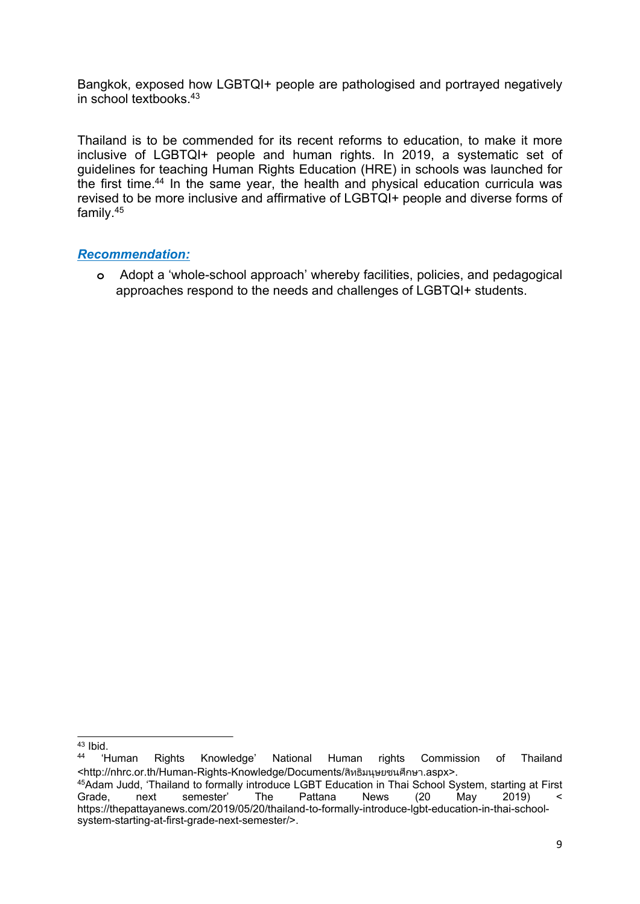Bangkok, exposed how LGBTQI+ people are pathologised and portrayed negatively in school textbooks.[43]

Thailand is to be commended for its recent reforms to education, to make it more inclusive of LGBTQI+ people and human rights. In 2019, a systematic set of guidelines for teaching Human Rights Education (HRE) in schools was launched for the first time.[44] In the same year, the health and physical education curricula was revised to be more inclusive and affirmative of LGBTQI+ people and diverse forms of family.[45]

***Recommendation:***

- Adopt a 'whole-school approach' whereby facilities, policies, and pedagogical approaches respond to the needs and challenges of LGBTQI+ students.

---

[43] Ibid.

[44] 'Human Rights Knowledge' National Human rights Commission of Thailand <http://nhrc.or.th/Human-Rights-Knowledge/Documents/สิทธิมนุษยชนศึกษา.aspx>.

[45] Adam Judd, 'Thailand to formally introduce LGBT Education in Thai School System, starting at First Grade, next semester' The Pattana News (20 May 2019) < https://thepattayanews.com/2019/05/20/thailand-to-formally-introduce-lgbt-education-in-thai-school-system-starting-at-first-grade-next-semester/>.